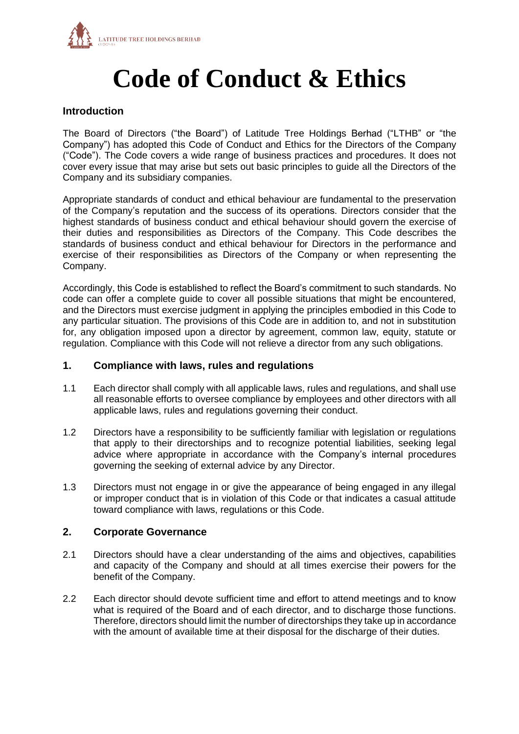# Code of Conduct & Ethics

## Introduction

The Board of Directors ("the Board") of Latitude Tree Holdings Berhad ("LTHB" or "the Company") has adopted this Code of Conduct and Ethics for the Directors of the Company ("Code"). The Code covers a wide range of business practices and procedures. It does not cover every issue that may arise but sets out basic principles to guide all the Directors of the Company and its subsidiary companies.

Appropriate standards of conduct and ethical behaviour are fundamental to the preservation of the Company's reputation and the success of its operations. Directors consider that the highest standards of business conduct and ethical behaviour should govern the exercise of their duties and responsibilities as Directors of the Company. This Code describes the standards of business conduct and ethical behaviour for Directors in the performance and exercise of their responsibilities as Directors of the Company or when representing the Company.

Accordingly, this Code is established to reflect the Board's commitment to such standards. No code can offer a complete guide to cover all possible situations that might be encountered, and the Directors must exercise judgment in applying the principles embodied in this Code to any particular situation. The provisions of this Code are in addition to, and not in substitution for, any obligation imposed upon a director by agreement, common law, equity, statute or regulation. Compliance with this Code will not relieve a director from any such obligations.

## 1. Compliance with laws, rules and regulations

1.1 Each director shall comply with all applicable laws, rules and regulations, and shall use all reasonable efforts to oversee compliance by employees and other directors with all applicable laws, rules and regulations governing their conduct.

1.2 Directors have a responsibility to be sufficiently familiar with legislation or regulations that apply to their directorships and to recognize potential liabilities, seeking legal advice where appropriate in accordance with the Company's internal procedures governing the seeking of external advice by any Director.

1.3 Directors must not engage in or give the appearance of being engaged in any illegal or improper conduct that is in violation of this Code or that indicates a casual attitude toward compliance with laws, regulations or this Code.

## 2. Corporate Governance

2.1 Directors should have a clear understanding of the aims and objectives, capabilities and capacity of the Company and should at all times exercise their powers for the benefit of the Company.

2.2 Each director should devote sufficient time and effort to attend meetings and to know what is required of the Board and of each director, and to discharge those functions. Therefore, directors should limit the number of directorships they take up in accordance with the amount of available time at their disposal for the discharge of their duties.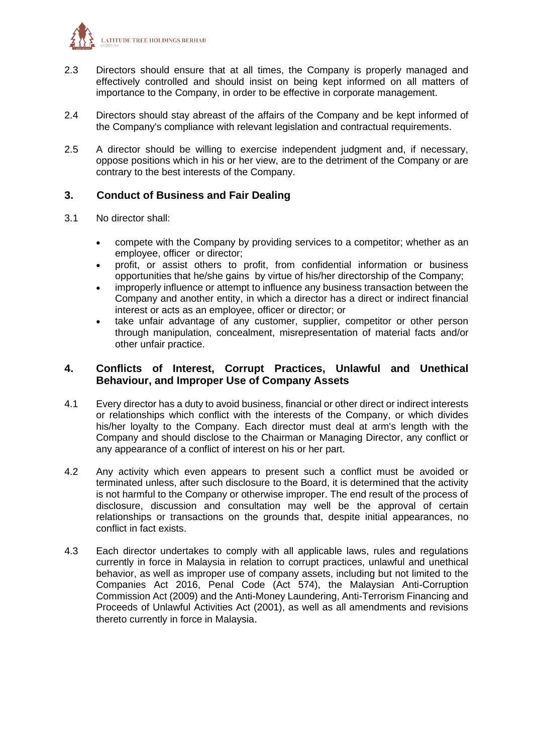2.3 Directors should ensure that at all times, the Company is properly managed and effectively controlled and should insist on being kept informed on all matters of importance to the Company, in order to be effective in corporate management.

2.4 Directors should stay abreast of the affairs of the Company and be kept informed of the Company's compliance with relevant legislation and contractual requirements.

2.5 A director should be willing to exercise independent judgment and, if necessary, oppose positions which in his or her view, are to the detriment of the Company or are contrary to the best interests of the Company.

## 3. Conduct of Business and Fair Dealing

3.1 No director shall:

- compete with the Company by providing services to a competitor; whether as an employee, officer or director;
- profit, or assist others to profit, from confidential information or business opportunities that he/she gains by virtue of his/her directorship of the Company;
- improperly influence or attempt to influence any business transaction between the Company and another entity, in which a director has a direct or indirect financial interest or acts as an employee, officer or director; or
- take unfair advantage of any customer, supplier, competitor or other person through manipulation, concealment, misrepresentation of material facts and/or other unfair practice.

## 4. Conflicts of Interest, Corrupt Practices, Unlawful and Unethical Behaviour, and Improper Use of Company Assets

4.1 Every director has a duty to avoid business, financial or other direct or indirect interests or relationships which conflict with the interests of the Company, or which divides his/her loyalty to the Company. Each director must deal at arm's length with the Company and should disclose to the Chairman or Managing Director, any conflict or any appearance of a conflict of interest on his or her part.

4.2 Any activity which even appears to present such a conflict must be avoided or terminated unless, after such disclosure to the Board, it is determined that the activity is not harmful to the Company or otherwise improper. The end result of the process of disclosure, discussion and consultation may well be the approval of certain relationships or transactions on the grounds that, despite initial appearances, no conflict in fact exists.

4.3 Each director undertakes to comply with all applicable laws, rules and regulations currently in force in Malaysia in relation to corrupt practices, unlawful and unethical behavior, as well as improper use of company assets, including but not limited to the Companies Act 2016, Penal Code (Act 574), the Malaysian Anti-Corruption Commission Act (2009) and the Anti-Money Laundering, Anti-Terrorism Financing and Proceeds of Unlawful Activities Act (2001), as well as all amendments and revisions thereto currently in force in Malaysia.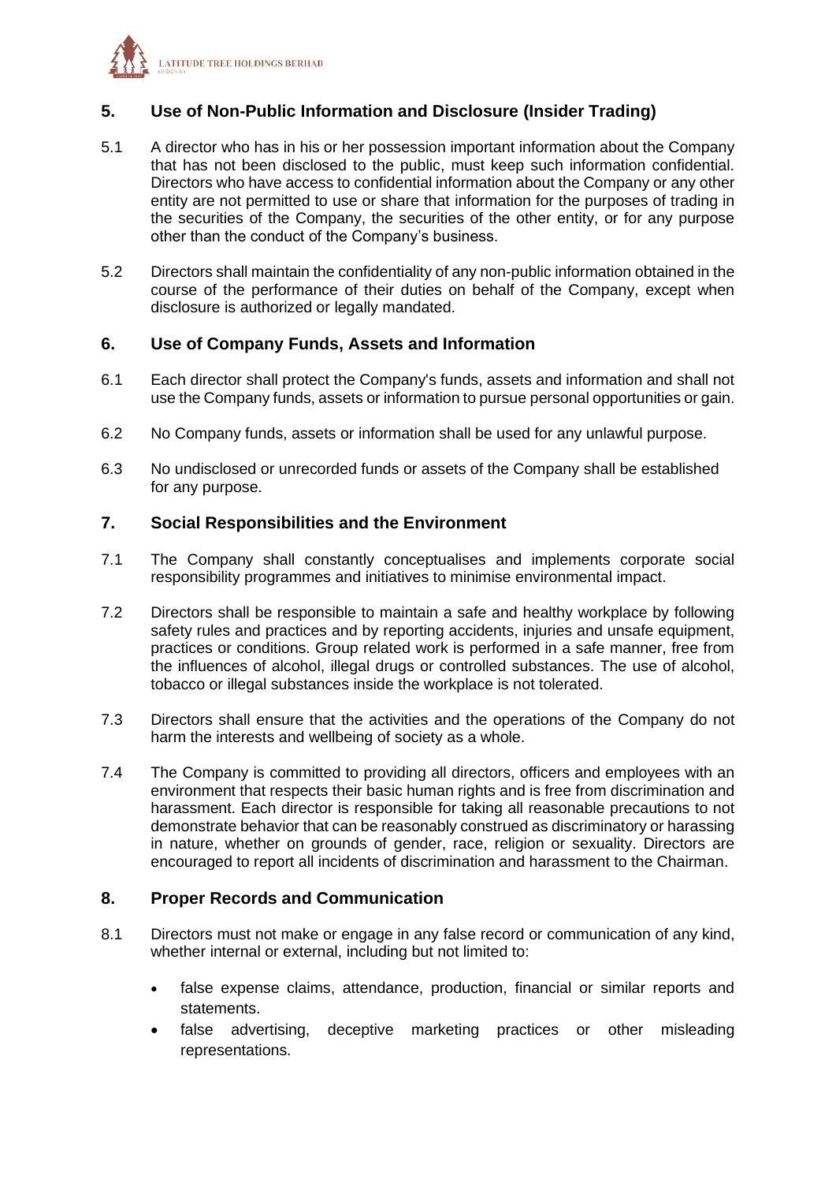## 5. Use of Non-Public Information and Disclosure (Insider Trading)

5.1 A director who has in his or her possession important information about the Company that has not been disclosed to the public, must keep such information confidential. Directors who have access to confidential information about the Company or any other entity are not permitted to use or share that information for the purposes of trading in the securities of the Company, the securities of the other entity, or for any purpose other than the conduct of the Company's business.

5.2 Directors shall maintain the confidentiality of any non-public information obtained in the course of the performance of their duties on behalf of the Company, except when disclosure is authorized or legally mandated.

## 6. Use of Company Funds, Assets and Information

6.1 Each director shall protect the Company's funds, assets and information and shall not use the Company funds, assets or information to pursue personal opportunities or gain.

6.2 No Company funds, assets or information shall be used for any unlawful purpose.

6.3 No undisclosed or unrecorded funds or assets of the Company shall be established for any purpose.

## 7. Social Responsibilities and the Environment

7.1 The Company shall constantly conceptualises and implements corporate social responsibility programmes and initiatives to minimise environmental impact.

7.2 Directors shall be responsible to maintain a safe and healthy workplace by following safety rules and practices and by reporting accidents, injuries and unsafe equipment, practices or conditions. Group related work is performed in a safe manner, free from the influences of alcohol, illegal drugs or controlled substances. The use of alcohol, tobacco or illegal substances inside the workplace is not tolerated.

7.3 Directors shall ensure that the activities and the operations of the Company do not harm the interests and wellbeing of society as a whole.

7.4 The Company is committed to providing all directors, officers and employees with an environment that respects their basic human rights and is free from discrimination and harassment. Each director is responsible for taking all reasonable precautions to not demonstrate behavior that can be reasonably construed as discriminatory or harassing in nature, whether on grounds of gender, race, religion or sexuality. Directors are encouraged to report all incidents of discrimination and harassment to the Chairman.

## 8. Proper Records and Communication

8.1 Directors must not make or engage in any false record or communication of any kind, whether internal or external, including but not limited to:

- false expense claims, attendance, production, financial or similar reports and statements.
- false advertising, deceptive marketing practices or other misleading representations.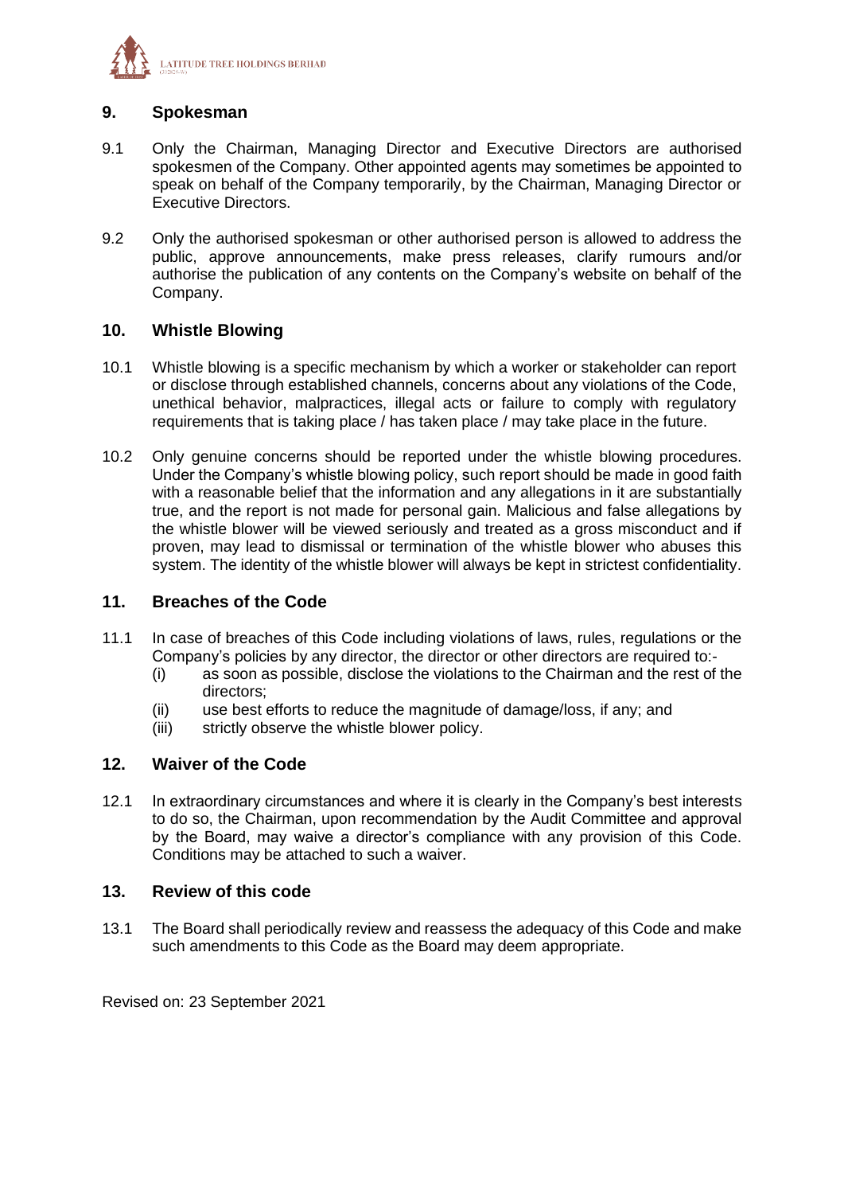## 9. Spokesman

9.1 Only the Chairman, Managing Director and Executive Directors are authorised spokesmen of the Company. Other appointed agents may sometimes be appointed to speak on behalf of the Company temporarily, by the Chairman, Managing Director or Executive Directors.

9.2 Only the authorised spokesman or other authorised person is allowed to address the public, approve announcements, make press releases, clarify rumours and/or authorise the publication of any contents on the Company's website on behalf of the Company.

## 10. Whistle Blowing

10.1 Whistle blowing is a specific mechanism by which a worker or stakeholder can report or disclose through established channels, concerns about any violations of the Code, unethical behavior, malpractices, illegal acts or failure to comply with regulatory requirements that is taking place / has taken place / may take place in the future.

10.2 Only genuine concerns should be reported under the whistle blowing procedures. Under the Company's whistle blowing policy, such report should be made in good faith with a reasonable belief that the information and any allegations in it are substantially true, and the report is not made for personal gain. Malicious and false allegations by the whistle blower will be viewed seriously and treated as a gross misconduct and if proven, may lead to dismissal or termination of the whistle blower who abuses this system. The identity of the whistle blower will always be kept in strictest confidentiality.

## 11. Breaches of the Code

11.1 In case of breaches of this Code including violations of laws, rules, regulations or the Company's policies by any director, the director or other directors are required to:-

(i) as soon as possible, disclose the violations to the Chairman and the rest of the directors;

(ii) use best efforts to reduce the magnitude of damage/loss, if any; and

(iii) strictly observe the whistle blower policy.

## 12. Waiver of the Code

12.1 In extraordinary circumstances and where it is clearly in the Company's best interests to do so, the Chairman, upon recommendation by the Audit Committee and approval by the Board, may waive a director's compliance with any provision of this Code. Conditions may be attached to such a waiver.

## 13. Review of this code

13.1 The Board shall periodically review and reassess the adequacy of this Code and make such amendments to this Code as the Board may deem appropriate.

Revised on: 23 September 2021